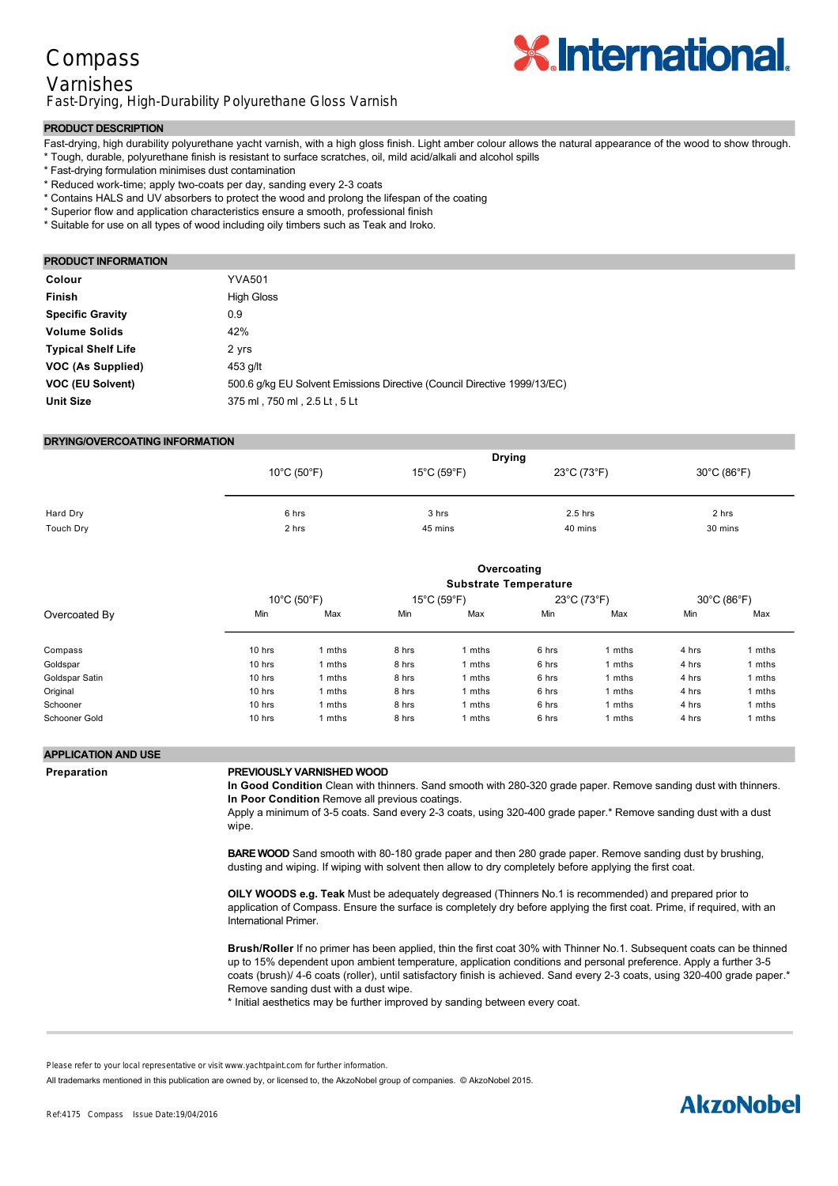# Compass

## Varnishes

Fast-Drying, High-Durability Polyurethane Gloss Varnish

## PRODUCT DESCRIPTION

Fast-drying, high durability polyurethane yacht varnish, with a high gloss finish. Light amber colour allows the natural appearance of the wood to show through.
* Tough, durable, polyurethane finish is resistant to surface scratches, oil, mild acid/alkali and alcohol spills
* Fast-drying formulation minimises dust contamination
* Reduced work-time; apply two-coats per day, sanding every 2-3 coats
* Contains HALS and UV absorbers to protect the wood and prolong the lifespan of the coating
* Superior flow and application characteristics ensure a smooth, professional finish
* Suitable for use on all types of wood including oily timbers such as Teak and Iroko.

## PRODUCT INFORMATION

| | |
|---|---|
| **Colour** | YVA501 |
| **Finish** | High Gloss |
| **Specific Gravity** | 0.9 |
| **Volume Solids** | 42% |
| **Typical Shelf Life** | 2 yrs |
| **VOC (As Supplied)** | 453 g/lt |
| **VOC (EU Solvent)** | 500.6 g/kg EU Solvent Emissions Directive (Council Directive 1999/13/EC) |
| **Unit Size** | 375 ml , 750 ml , 2.5 Lt , 5 Lt |

## DRYING/OVERCOATING INFORMATION

| | Drying | | | |
|---|---|---|---|---|
| | 10°C (50°F) | 15°C (59°F) | 23°C (73°F) | 30°C (86°F) |
| Hard Dry | 6 hrs | 3 hrs | 2.5 hrs | 2 hrs |
| Touch Dry | 2 hrs | 45 mins | 40 mins | 30 mins |

| | Overcoating Substrate Temperature | | | | | | | |
|---|---|---|---|---|---|---|---|---|
| | 10°C (50°F) | | 15°C (59°F) | | 23°C (73°F) | | 30°C (86°F) | |
| Overcoated By | Min | Max | Min | Max | Min | Max | Min | Max |
| Compass | 10 hrs | 1 mths | 8 hrs | 1 mths | 6 hrs | 1 mths | 4 hrs | 1 mths |
| Goldspar | 10 hrs | 1 mths | 8 hrs | 1 mths | 6 hrs | 1 mths | 4 hrs | 1 mths |
| Goldspar Satin | 10 hrs | 1 mths | 8 hrs | 1 mths | 6 hrs | 1 mths | 4 hrs | 1 mths |
| Original | 10 hrs | 1 mths | 8 hrs | 1 mths | 6 hrs | 1 mths | 4 hrs | 1 mths |
| Schooner | 10 hrs | 1 mths | 8 hrs | 1 mths | 6 hrs | 1 mths | 4 hrs | 1 mths |
| Schooner Gold | 10 hrs | 1 mths | 8 hrs | 1 mths | 6 hrs | 1 mths | 4 hrs | 1 mths |

## APPLICATION AND USE

**Preparation**

**PREVIOUSLY VARNISHED WOOD**
**In Good Condition** Clean with thinners. Sand smooth with 280-320 grade paper. Remove sanding dust with thinners.
**In Poor Condition** Remove all previous coatings.
Apply a minimum of 3-5 coats. Sand every 2-3 coats, using 320-400 grade paper.* Remove sanding dust with a dust wipe.

**BARE WOOD** Sand smooth with 80-180 grade paper and then 280 grade paper. Remove sanding dust by brushing, dusting and wiping. If wiping with solvent then allow to dry completely before applying the first coat.

**OILY WOODS e.g. Teak** Must be adequately degreased (Thinners No.1 is recommended) and prepared prior to application of Compass. Ensure the surface is completely dry before applying the first coat. Prime, if required, with an International Primer.

**Brush/Roller** If no primer has been applied, thin the first coat 30% with Thinner No.1. Subsequent coats can be thinned up to 15% dependent upon ambient temperature, application conditions and personal preference. Apply a further 3-5 coats (brush)/ 4-6 coats (roller), until satisfactory finish is achieved. Sand every 2-3 coats, using 320-400 grade paper.* Remove sanding dust with a dust wipe.
* Initial aesthetics may be further improved by sanding between every coat.

Please refer to your local representative or visit www.yachtpaint.com for further information.

All trademarks mentioned in this publication are owned by, or licensed to, the AkzoNobel group of companies. © AkzoNobel 2015.

Ref:4175 Compass Issue Date:19/04/2016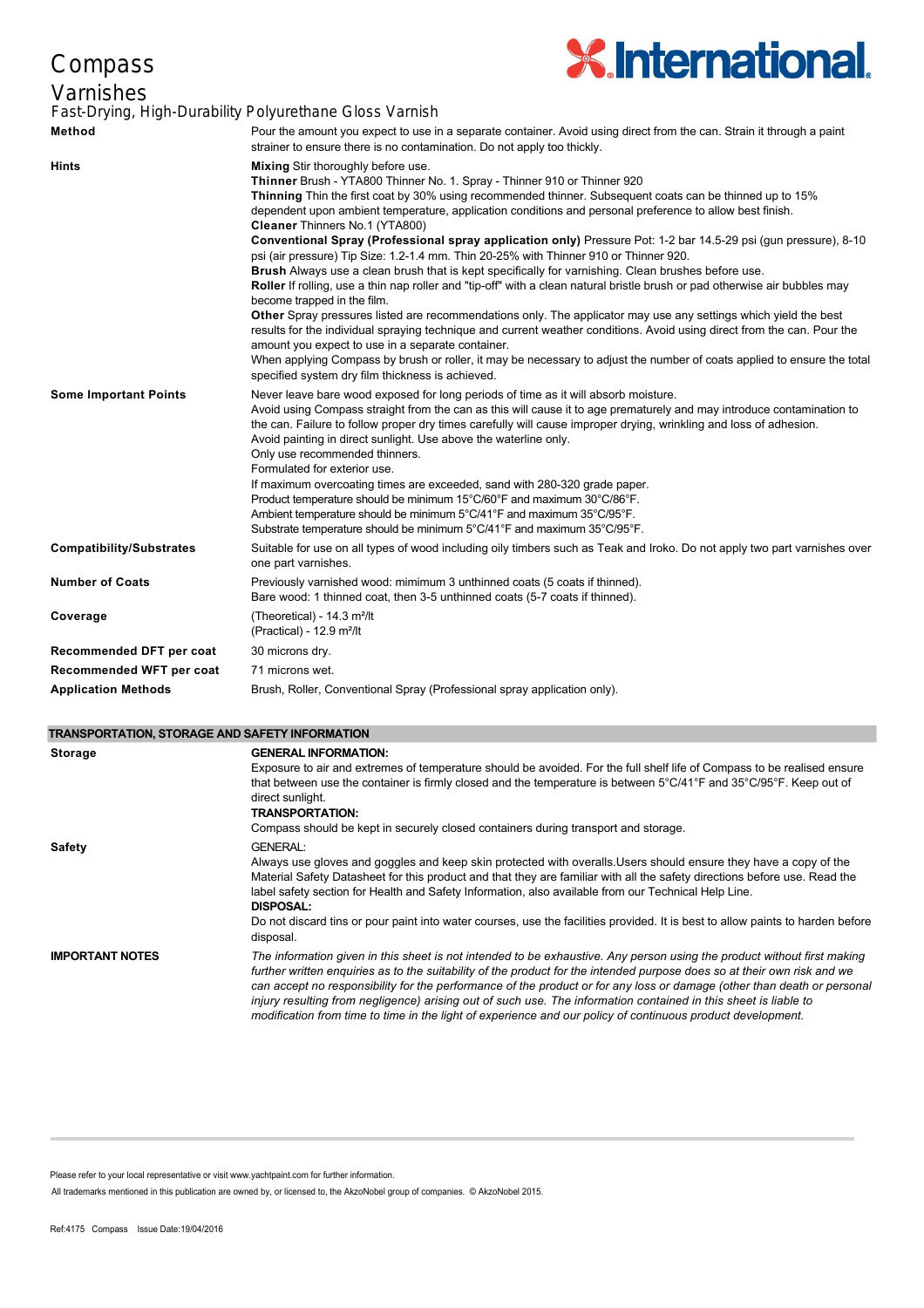# Compass

## Varnishes

### Fast-Drying, High-Durability Polyurethane Gloss Varnish

| | |
|---|---|
| **Method** | Pour the amount you expect to use in a separate container. Avoid using direct from the can. Strain it through a paint strainer to ensure there is no contamination. Do not apply too thickly. |
| **Hints** | **Mixing** Stir thoroughly before use.<br>**Thinner** Brush - YTA800 Thinner No. 1. Spray - Thinner 910 or Thinner 920<br>**Thinning** Thin the first coat by 30% using recommended thinner. Subsequent coats can be thinned up to 15% dependent upon ambient temperature, application conditions and personal preference to allow best finish.<br>**Cleaner** Thinners No.1 (YTA800)<br>**Conventional Spray (Professional spray application only)** Pressure Pot: 1-2 bar 14.5-29 psi (gun pressure), 8-10 psi (air pressure) Tip Size: 1.2-1.4 mm. Thin 20-25% with Thinner 910 or Thinner 920.<br>**Brush** Always use a clean brush that is kept specifically for varnishing. Clean brushes before use.<br>**Roller** If rolling, use a thin nap roller and "tip-off" with a clean natural bristle brush or pad otherwise air bubbles may become trapped in the film.<br>**Other** Spray pressures listed are recommendations only. The applicator may use any settings which yield the best results for the individual spraying technique and current weather conditions. Avoid using direct from the can. Pour the amount you expect to use in a separate container.<br>When applying Compass by brush or roller, it may be necessary to adjust the number of coats applied to ensure the total specified system dry film thickness is achieved. |
| **Some Important Points** | Never leave bare wood exposed for long periods of time as it will absorb moisture.<br>Avoid using Compass straight from the can as this will cause it to age prematurely and may introduce contamination to the can. Failure to follow proper dry times carefully will cause improper drying, wrinkling and loss of adhesion.<br>Avoid painting in direct sunlight. Use above the waterline only.<br>Only use recommended thinners.<br>Formulated for exterior use.<br>If maximum overcoating times are exceeded, sand with 280-320 grade paper.<br>Product temperature should be minimum 15°C/60°F and maximum 30°C/86°F.<br>Ambient temperature should be minimum 5°C/41°F and maximum 35°C/95°F.<br>Substrate temperature should be minimum 5°C/41°F and maximum 35°C/95°F. |
| **Compatibility/Substrates** | Suitable for use on all types of wood including oily timbers such as Teak and Iroko. Do not apply two part varnishes over one part varnishes. |
| **Number of Coats** | Previously varnished wood: mimimum 3 unthinned coats (5 coats if thinned).<br>Bare wood: 1 thinned coat, then 3-5 unthinned coats (5-7 coats if thinned). |
| **Coverage** | (Theoretical) - 14.3 m²/lt<br>(Practical) - 12.9 m²/lt |
| **Recommended DFT per coat** | 30 microns dry. |
| **Recommended WFT per coat** | 71 microns wet. |
| **Application Methods** | Brush, Roller, Conventional Spray (Professional spray application only). |

## TRANSPORTATION, STORAGE AND SAFETY INFORMATION

| | |
|---|---|
| **Storage** | **GENERAL INFORMATION:**<br>Exposure to air and extremes of temperature should be avoided. For the full shelf life of Compass to be realised ensure that between use the container is firmly closed and the temperature is between 5°C/41°F and 35°C/95°F. Keep out of direct sunlight.<br>**TRANSPORTATION:**<br>Compass should be kept in securely closed containers during transport and storage. |
| **Safety** | GENERAL:<br>Always use gloves and goggles and keep skin protected with overalls.Users should ensure they have a copy of the Material Safety Datasheet for this product and that they are familiar with all the safety directions before use. Read the label safety section for Health and Safety Information, also available from our Technical Help Line.<br>**DISPOSAL:**<br>Do not discard tins or pour paint into water courses, use the facilities provided. It is best to allow paints to harden before disposal. |
| **IMPORTANT NOTES** | *The information given in this sheet is not intended to be exhaustive. Any person using the product without first making further written enquiries as to the suitability of the product for the intended purpose does so at their own risk and we can accept no responsibility for the performance of the product or for any loss or damage (other than death or personal injury resulting from negligence) arising out of such use. The information contained in this sheet is liable to modification from time to time in the light of experience and our policy of continuous product development.* |

Please refer to your local representative or visit www.yachtpaint.com for further information.

All trademarks mentioned in this publication are owned by, or licensed to, the AkzoNobel group of companies. © AkzoNobel 2015.

Ref:4175 Compass Issue Date:19/04/2016